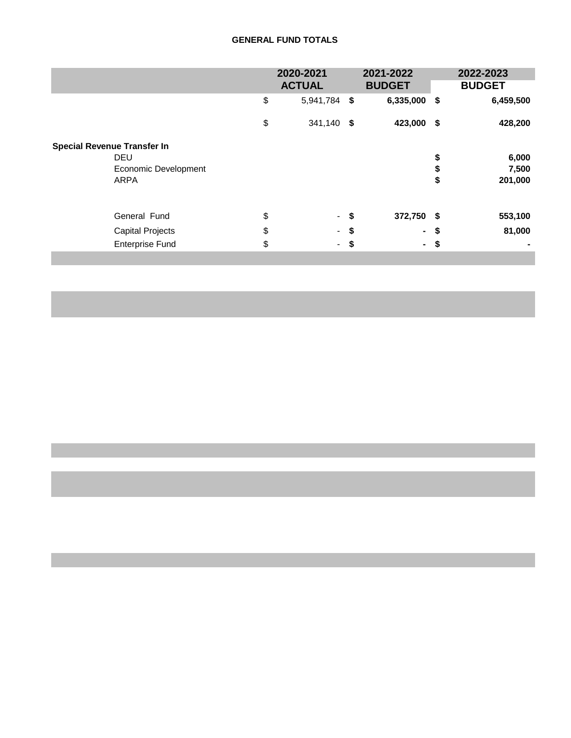**GENERAL FUND TOTALS**

| | 2020-2021 ACTUAL | 2021-2022 BUDGET | 2022-2023 BUDGET |
|---|---|---|---|
| | $ 5,941,784 | $ 6,335,000 | $ 6,459,500 |
| | $ 341,140 | $ 423,000 | $ 428,200 |
| **Special Revenue Transfer In** | | | |
| DEU | | | $ 6,000 |
| Economic Development | | | $ 7,500 |
| ARPA | | | $ 201,000 |
| General Fund | $ - | $ 372,750 | $ 553,100 |
| Capital Projects | $ - | $ - | $ 81,000 |
| Enterprise Fund | $ - | $ - | $ - |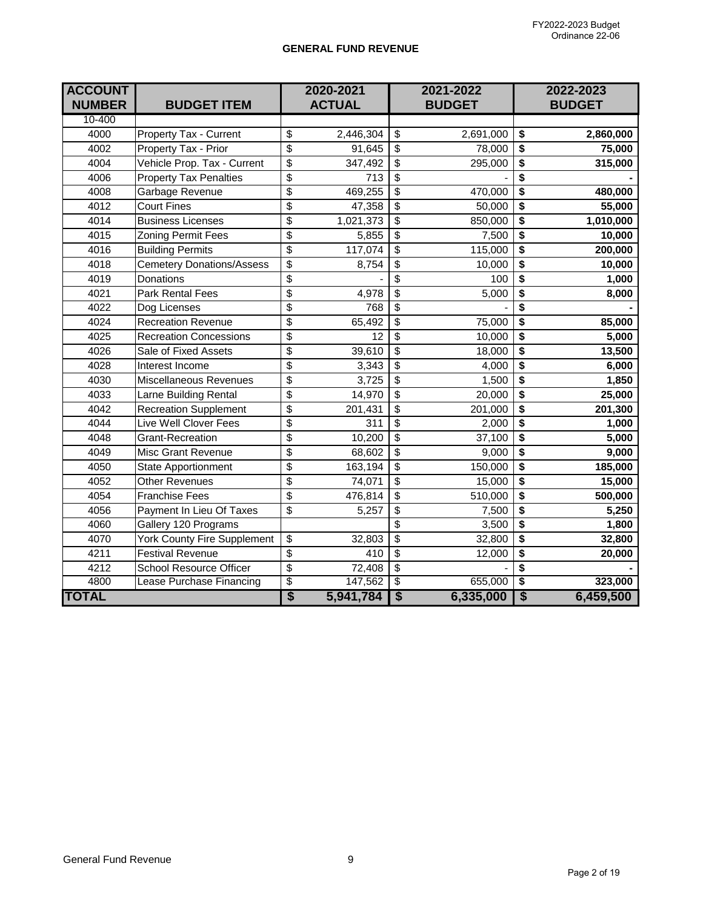FY2022-2023 Budget
Ordinance 22-06

## GENERAL FUND REVENUE

| ACCOUNT NUMBER | BUDGET ITEM | 2020-2021 ACTUAL | 2021-2022 BUDGET | 2022-2023 BUDGET |
|---|---|---|---|---|
| 10-400 | | | | |
| 4000 | Property Tax - Current | $ 2,446,304 | $ 2,691,000 | **$ 2,860,000** |
| 4002 | Property Tax - Prior | $ 91,645 | $ 78,000 | **$ 75,000** |
| 4004 | Vehicle Prop. Tax - Current | $ 347,492 | $ 295,000 | **$ 315,000** |
| 4006 | Property Tax Penalties | $ 713 | $ - | **$ -** |
| 4008 | Garbage Revenue | $ 469,255 | $ 470,000 | **$ 480,000** |
| 4012 | Court Fines | $ 47,358 | $ 50,000 | **$ 55,000** |
| 4014 | Business Licenses | $ 1,021,373 | $ 850,000 | **$ 1,010,000** |
| 4015 | Zoning Permit Fees | $ 5,855 | $ 7,500 | **$ 10,000** |
| 4016 | Building Permits | $ 117,074 | $ 115,000 | **$ 200,000** |
| 4018 | Cemetery Donations/Assess | $ 8,754 | $ 10,000 | **$ 10,000** |
| 4019 | Donations | $ - | $ 100 | **$ 1,000** |
| 4021 | Park Rental Fees | $ 4,978 | $ 5,000 | **$ 8,000** |
| 4022 | Dog Licenses | $ 768 | $ - | **$ -** |
| 4024 | Recreation Revenue | $ 65,492 | $ 75,000 | **$ 85,000** |
| 4025 | Recreation Concessions | $ 12 | $ 10,000 | **$ 5,000** |
| 4026 | Sale of Fixed Assets | $ 39,610 | $ 18,000 | **$ 13,500** |
| 4028 | Interest Income | $ 3,343 | $ 4,000 | **$ 6,000** |
| 4030 | Miscellaneous Revenues | $ 3,725 | $ 1,500 | **$ 1,850** |
| 4033 | Larne Building Rental | $ 14,970 | $ 20,000 | **$ 25,000** |
| 4042 | Recreation Supplement | $ 201,431 | $ 201,000 | **$ 201,300** |
| 4044 | Live Well Clover Fees | $ 311 | $ 2,000 | **$ 1,000** |
| 4048 | Grant-Recreation | $ 10,200 | $ 37,100 | **$ 5,000** |
| 4049 | Misc Grant Revenue | $ 68,602 | $ 9,000 | **$ 9,000** |
| 4050 | State Apportionment | $ 163,194 | $ 150,000 | **$ 185,000** |
| 4052 | Other Revenues | $ 74,071 | $ 15,000 | **$ 15,000** |
| 4054 | Franchise Fees | $ 476,814 | $ 510,000 | **$ 500,000** |
| 4056 | Payment In Lieu Of Taxes | $ 5,257 | $ 7,500 | **$ 5,250** |
| 4060 | Gallery 120 Programs | | $ 3,500 | **$ 1,800** |
| 4070 | York County Fire Supplement | $ 32,803 | $ 32,800 | **$ 32,800** |
| 4211 | Festival Revenue | $ 410 | $ 12,000 | **$ 20,000** |
| 4212 | School Resource Officer | $ 72,408 | $ - | **$ -** |
| 4800 | Lease Purchase Financing | $ 147,562 | $ 655,000 | **$ 323,000** |
| **TOTAL** | | **$ 5,941,784** | **$ 6,335,000** | **$ 6,459,500** |

General Fund Revenue 9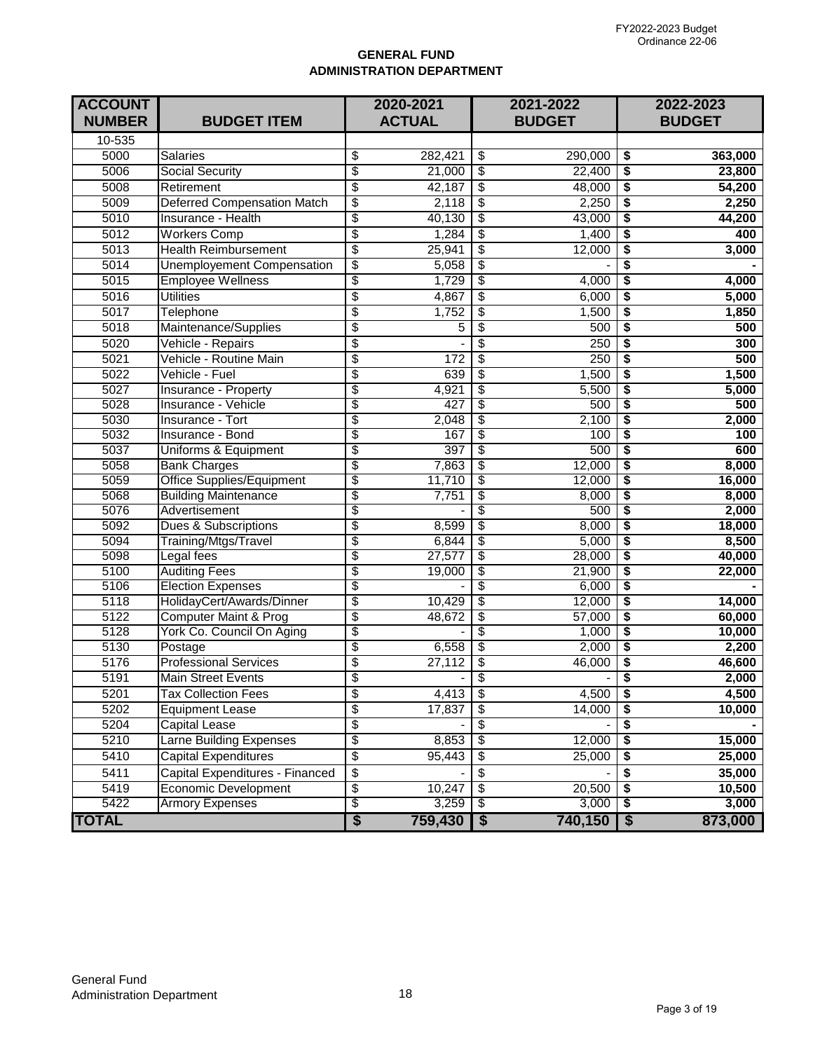FY2022-2023 Budget
Ordinance 22-06

## GENERAL FUND
## ADMINISTRATION DEPARTMENT

| ACCOUNT NUMBER | BUDGET ITEM | 2020-2021 ACTUAL | 2021-2022 BUDGET | 2022-2023 BUDGET |
|---|---|---|---|---|
| 10-535 | | | | |
| 5000 | Salaries | $ 282,421 | $ 290,000 | **$ 363,000** |
| 5006 | Social Security | $ 21,000 | $ 22,400 | **$ 23,800** |
| 5008 | Retirement | $ 42,187 | $ 48,000 | **$ 54,200** |
| 5009 | Deferred Compensation Match | $ 2,118 | $ 2,250 | **$ 2,250** |
| 5010 | Insurance - Health | $ 40,130 | $ 43,000 | **$ 44,200** |
| 5012 | Workers Comp | $ 1,284 | $ 1,400 | **$ 400** |
| 5013 | Health Reimbursement | $ 25,941 | $ 12,000 | **$ 3,000** |
| 5014 | Unemployement Compensation | $ 5,058 | $ - | **$ -** |
| 5015 | Employee Wellness | $ 1,729 | $ 4,000 | **$ 4,000** |
| 5016 | Utilities | $ 4,867 | $ 6,000 | **$ 5,000** |
| 5017 | Telephone | $ 1,752 | $ 1,500 | **$ 1,850** |
| 5018 | Maintenance/Supplies | $ 5 | $ 500 | **$ 500** |
| 5020 | Vehicle - Repairs | $ - | $ 250 | **$ 300** |
| 5021 | Vehicle - Routine Main | $ 172 | $ 250 | **$ 500** |
| 5022 | Vehicle - Fuel | $ 639 | $ 1,500 | **$ 1,500** |
| 5027 | Insurance - Property | $ 4,921 | $ 5,500 | **$ 5,000** |
| 5028 | Insurance - Vehicle | $ 427 | $ 500 | **$ 500** |
| 5030 | Insurance - Tort | $ 2,048 | $ 2,100 | **$ 2,000** |
| 5032 | Insurance - Bond | $ 167 | $ 100 | **$ 100** |
| 5037 | Uniforms & Equipment | $ 397 | $ 500 | **$ 600** |
| 5058 | Bank Charges | $ 7,863 | $ 12,000 | **$ 8,000** |
| 5059 | Office Supplies/Equipment | $ 11,710 | $ 12,000 | **$ 16,000** |
| 5068 | Building Maintenance | $ 7,751 | $ 8,000 | **$ 8,000** |
| 5076 | Advertisement | $ - | $ 500 | **$ 2,000** |
| 5092 | Dues & Subscriptions | $ 8,599 | $ 8,000 | **$ 18,000** |
| 5094 | Training/Mtgs/Travel | $ 6,844 | $ 5,000 | **$ 8,500** |
| 5098 | Legal fees | $ 27,577 | $ 28,000 | **$ 40,000** |
| 5100 | Auditing Fees | $ 19,000 | $ 21,900 | **$ 22,000** |
| 5106 | Election Expenses | $ - | $ 6,000 | **$ -** |
| 5118 | HolidayCert/Awards/Dinner | $ 10,429 | $ 12,000 | **$ 14,000** |
| 5122 | Computer Maint & Prog | $ 48,672 | $ 57,000 | **$ 60,000** |
| 5128 | York Co. Council On Aging | $ - | $ 1,000 | **$ 10,000** |
| 5130 | Postage | $ 6,558 | $ 2,000 | **$ 2,200** |
| 5176 | Professional Services | $ 27,112 | $ 46,000 | **$ 46,600** |
| 5191 | Main Street Events | $ - | $ - | **$ 2,000** |
| 5201 | Tax Collection Fees | $ 4,413 | $ 4,500 | **$ 4,500** |
| 5202 | Equipment Lease | $ 17,837 | $ 14,000 | **$ 10,000** |
| 5204 | Capital Lease | $ - | $ - | **$ -** |
| 5210 | Larne Building Expenses | $ 8,853 | $ 12,000 | **$ 15,000** |
| 5410 | Capital Expenditures | $ 95,443 | $ 25,000 | **$ 25,000** |
| 5411 | Capital Expenditures - Financed | $ - | $ - | **$ 35,000** |
| 5419 | Economic Development | $ 10,247 | $ 20,500 | **$ 10,500** |
| 5422 | Armory Expenses | $ 3,259 | $ 3,000 | **$ 3,000** |
| **TOTAL** | | **$ 759,430** | **$ 740,150** | **$ 873,000** |

General Fund
Administration Department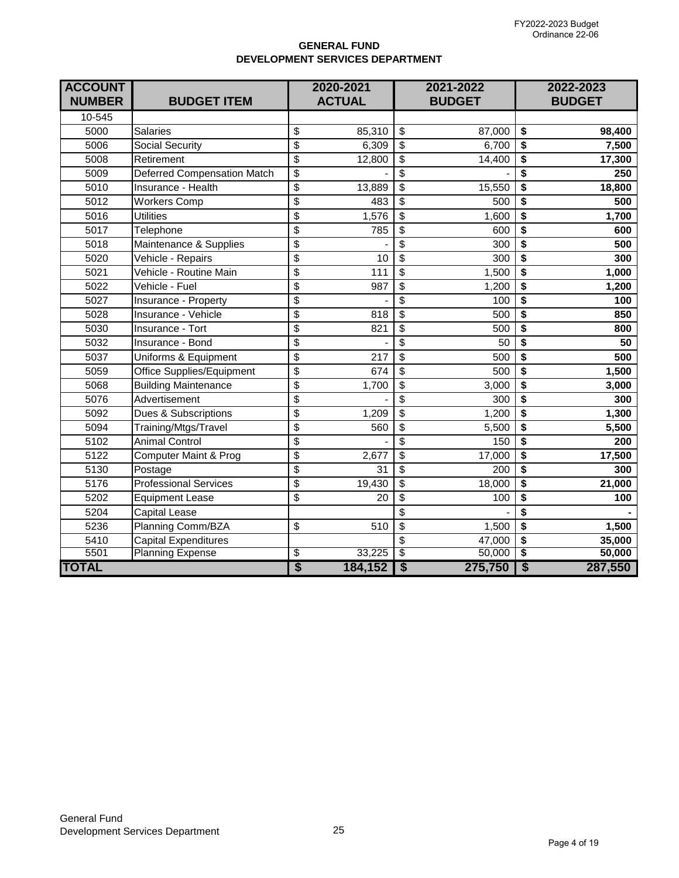FY2022-2023 Budget
Ordinance 22-06

## GENERAL FUND
## DEVELOPMENT SERVICES DEPARTMENT

| ACCOUNT NUMBER | BUDGET ITEM | 2020-2021 ACTUAL | 2021-2022 BUDGET | 2022-2023 BUDGET |
|---|---|---|---|---|
| 10-545 | | | | |
| 5000 | Salaries | $ 85,310 | $ 87,000 | **$ 98,400** |
| 5006 | Social Security | $ 6,309 | $ 6,700 | **$ 7,500** |
| 5008 | Retirement | $ 12,800 | $ 14,400 | **$ 17,300** |
| 5009 | Deferred Compensation Match | $ - | $ - | **$ 250** |
| 5010 | Insurance - Health | $ 13,889 | $ 15,550 | **$ 18,800** |
| 5012 | Workers Comp | $ 483 | $ 500 | **$ 500** |
| 5016 | Utilities | $ 1,576 | $ 1,600 | **$ 1,700** |
| 5017 | Telephone | $ 785 | $ 600 | **$ 600** |
| 5018 | Maintenance & Supplies | $ - | $ 300 | **$ 500** |
| 5020 | Vehicle - Repairs | $ 10 | $ 300 | **$ 300** |
| 5021 | Vehicle - Routine Main | $ 111 | $ 1,500 | **$ 1,000** |
| 5022 | Vehicle - Fuel | $ 987 | $ 1,200 | **$ 1,200** |
| 5027 | Insurance - Property | $ - | $ 100 | **$ 100** |
| 5028 | Insurance - Vehicle | $ 818 | $ 500 | **$ 850** |
| 5030 | Insurance - Tort | $ 821 | $ 500 | **$ 800** |
| 5032 | Insurance - Bond | $ - | $ 50 | **$ 50** |
| 5037 | Uniforms & Equipment | $ 217 | $ 500 | **$ 500** |
| 5059 | Office Supplies/Equipment | $ 674 | $ 500 | **$ 1,500** |
| 5068 | Building Maintenance | $ 1,700 | $ 3,000 | **$ 3,000** |
| 5076 | Advertisement | $ - | $ 300 | **$ 300** |
| 5092 | Dues & Subscriptions | $ 1,209 | $ 1,200 | **$ 1,300** |
| 5094 | Training/Mtgs/Travel | $ 560 | $ 5,500 | **$ 5,500** |
| 5102 | Animal Control | $ - | $ 150 | **$ 200** |
| 5122 | Computer Maint & Prog | $ 2,677 | $ 17,000 | **$ 17,500** |
| 5130 | Postage | $ 31 | $ 200 | **$ 300** |
| 5176 | Professional Services | $ 19,430 | $ 18,000 | **$ 21,000** |
| 5202 | Equipment Lease | $ 20 | $ 100 | **$ 100** |
| 5204 | Capital Lease | | $ - | **$ -** |
| 5236 | Planning Comm/BZA | $ 510 | $ 1,500 | **$ 1,500** |
| 5410 | Capital Expenditures | | $ 47,000 | **$ 35,000** |
| 5501 | Planning Expense | $ 33,225 | $ 50,000 | **$ 50,000** |
| **TOTAL** | | **$ 184,152** | **$ 275,750** | **$ 287,550** |

General Fund
Development Services Department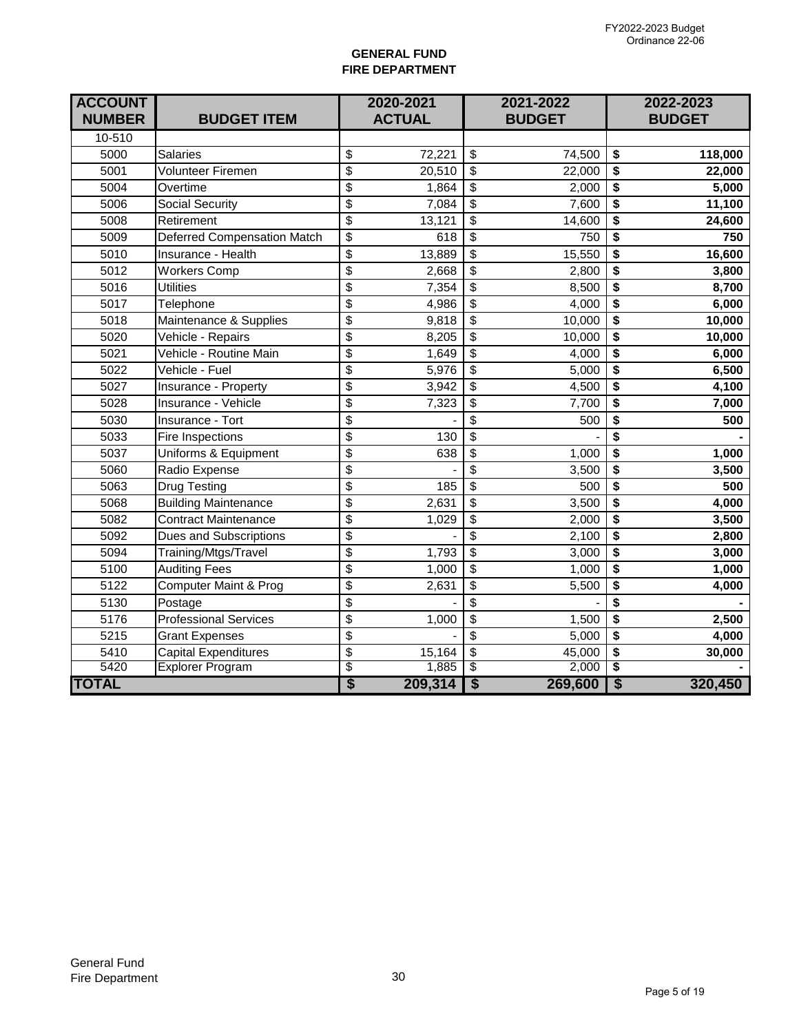FY2022-2023 Budget
Ordinance 22-06

## GENERAL FUND
## FIRE DEPARTMENT

| ACCOUNT NUMBER | BUDGET ITEM | 2020-2021 ACTUAL | 2021-2022 BUDGET | 2022-2023 BUDGET |
|---|---|---|---|---|
| 10-510 | | | | |
| 5000 | Salaries | $ 72,221 | $ 74,500 | **$ 118,000** |
| 5001 | Volunteer Firemen | $ 20,510 | $ 22,000 | **$ 22,000** |
| 5004 | Overtime | $ 1,864 | $ 2,000 | **$ 5,000** |
| 5006 | Social Security | $ 7,084 | $ 7,600 | **$ 11,100** |
| 5008 | Retirement | $ 13,121 | $ 14,600 | **$ 24,600** |
| 5009 | Deferred Compensation Match | $ 618 | $ 750 | **$ 750** |
| 5010 | Insurance - Health | $ 13,889 | $ 15,550 | **$ 16,600** |
| 5012 | Workers Comp | $ 2,668 | $ 2,800 | **$ 3,800** |
| 5016 | Utilities | $ 7,354 | $ 8,500 | **$ 8,700** |
| 5017 | Telephone | $ 4,986 | $ 4,000 | **$ 6,000** |
| 5018 | Maintenance & Supplies | $ 9,818 | $ 10,000 | **$ 10,000** |
| 5020 | Vehicle - Repairs | $ 8,205 | $ 10,000 | **$ 10,000** |
| 5021 | Vehicle - Routine Main | $ 1,649 | $ 4,000 | **$ 6,000** |
| 5022 | Vehicle - Fuel | $ 5,976 | $ 5,000 | **$ 6,500** |
| 5027 | Insurance - Property | $ 3,942 | $ 4,500 | **$ 4,100** |
| 5028 | Insurance - Vehicle | $ 7,323 | $ 7,700 | **$ 7,000** |
| 5030 | Insurance - Tort | $ - | $ 500 | **$ 500** |
| 5033 | Fire Inspections | $ 130 | $ - | **$ -** |
| 5037 | Uniforms & Equipment | $ 638 | $ 1,000 | **$ 1,000** |
| 5060 | Radio Expense | $ - | $ 3,500 | **$ 3,500** |
| 5063 | Drug Testing | $ 185 | $ 500 | **$ 500** |
| 5068 | Building Maintenance | $ 2,631 | $ 3,500 | **$ 4,000** |
| 5082 | Contract Maintenance | $ 1,029 | $ 2,000 | **$ 3,500** |
| 5092 | Dues and Subscriptions | $ - | $ 2,100 | **$ 2,800** |
| 5094 | Training/Mtgs/Travel | $ 1,793 | $ 3,000 | **$ 3,000** |
| 5100 | Auditing Fees | $ 1,000 | $ 1,000 | **$ 1,000** |
| 5122 | Computer Maint & Prog | $ 2,631 | $ 5,500 | **$ 4,000** |
| 5130 | Postage | $ - | $ - | **$ -** |
| 5176 | Professional Services | $ 1,000 | $ 1,500 | **$ 2,500** |
| 5215 | Grant Expenses | $ - | $ 5,000 | **$ 4,000** |
| 5410 | Capital Expenditures | $ 15,164 | $ 45,000 | **$ 30,000** |
| 5420 | Explorer Program | $ 1,885 | $ 2,000 | **$ -** |
| **TOTAL** | | **$ 209,314** | **$ 269,600** | **$ 320,450** |

General Fund
Fire Department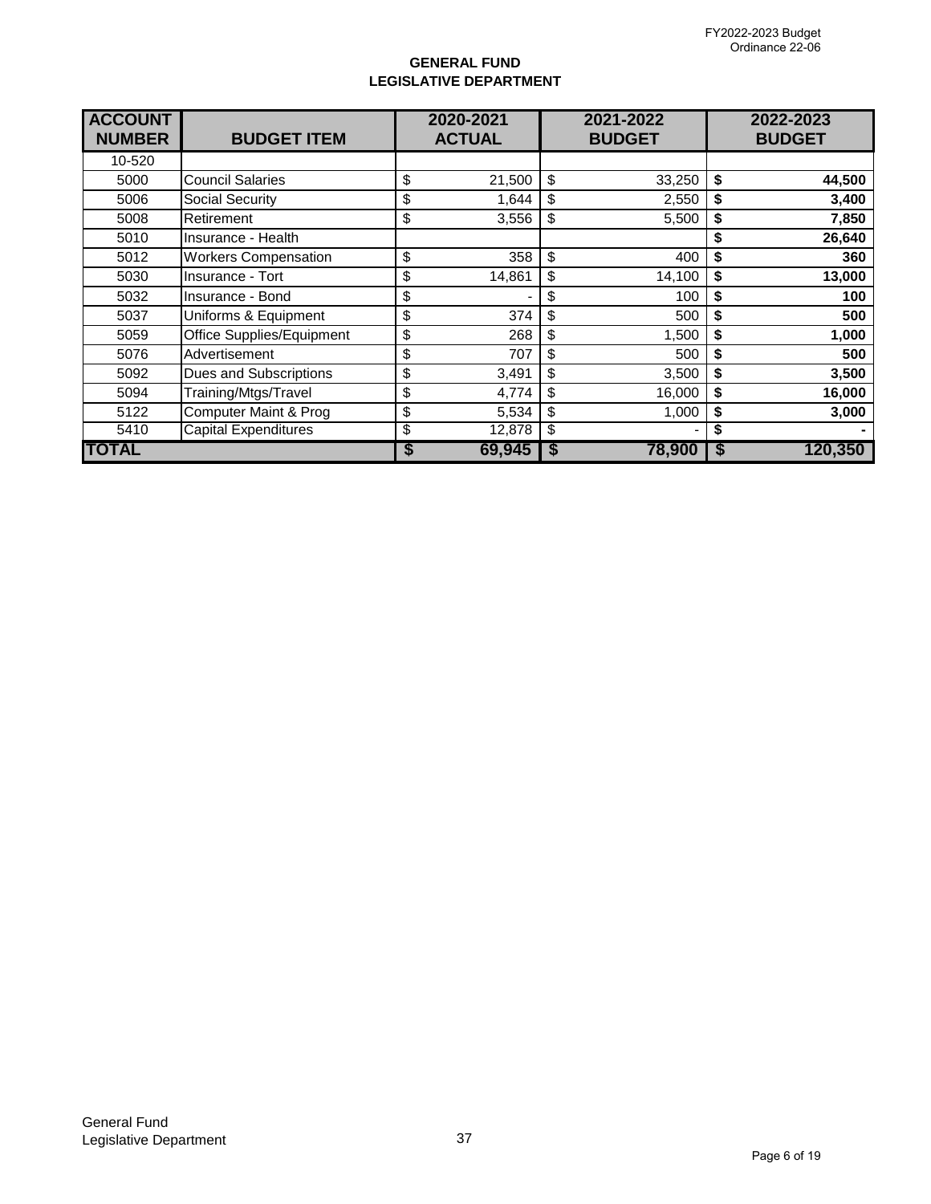## GENERAL FUND
## LEGISLATIVE DEPARTMENT

| ACCOUNT NUMBER | BUDGET ITEM | 2020-2021 ACTUAL | 2021-2022 BUDGET | 2022-2023 BUDGET |
|---|---|---|---|---|
| 10-520 | | | | |
| 5000 | Council Salaries | $ 21,500 | $ 33,250 | **$ 44,500** |
| 5006 | Social Security | $ 1,644 | $ 2,550 | **$ 3,400** |
| 5008 | Retirement | $ 3,556 | $ 5,500 | **$ 7,850** |
| 5010 | Insurance - Health | | | **$ 26,640** |
| 5012 | Workers Compensation | $ 358 | $ 400 | **$ 360** |
| 5030 | Insurance - Tort | $ 14,861 | $ 14,100 | **$ 13,000** |
| 5032 | Insurance - Bond | $ - | $ 100 | **$ 100** |
| 5037 | Uniforms & Equipment | $ 374 | $ 500 | **$ 500** |
| 5059 | Office Supplies/Equipment | $ 268 | $ 1,500 | **$ 1,000** |
| 5076 | Advertisement | $ 707 | $ 500 | **$ 500** |
| 5092 | Dues and Subscriptions | $ 3,491 | $ 3,500 | **$ 3,500** |
| 5094 | Training/Mtgs/Travel | $ 4,774 | $ 16,000 | **$ 16,000** |
| 5122 | Computer Maint & Prog | $ 5,534 | $ 1,000 | **$ 3,000** |
| 5410 | Capital Expenditures | $ 12,878 | $ - | **$ -** |
| **TOTAL** | | **$ 69,945** | **$ 78,900** | **$ 120,350** |

General Fund
Legislative Department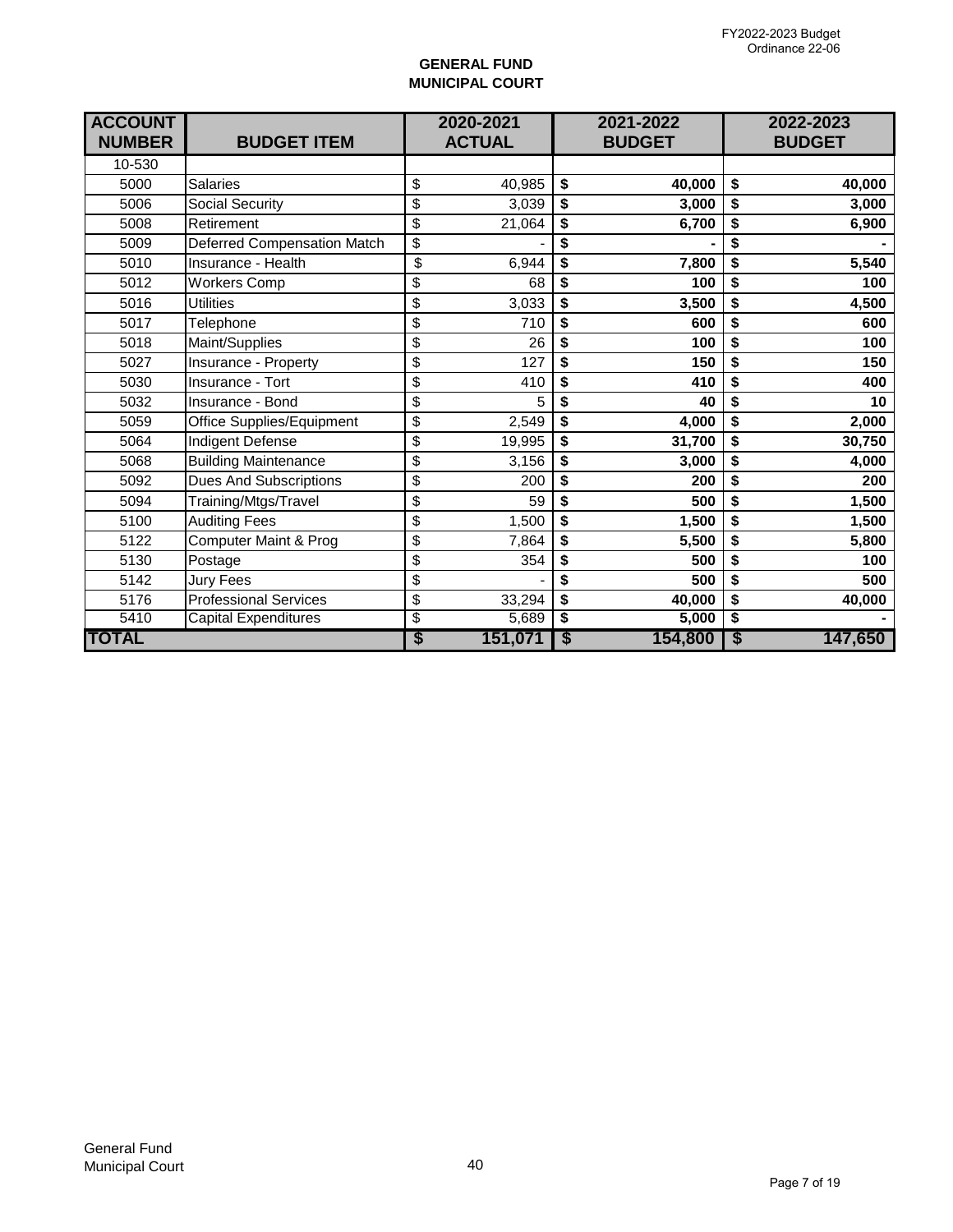FY2022-2023 Budget
Ordinance 22-06

## GENERAL FUND
## MUNICIPAL COURT

| ACCOUNT NUMBER | BUDGET ITEM | 2020-2021 ACTUAL | 2021-2022 BUDGET | 2022-2023 BUDGET |
|---|---|---|---|---|
| 10-530 | | | | |
| 5000 | Salaries | $ 40,985 | **$ 40,000** | **$ 40,000** |
| 5006 | Social Security | $ 3,039 | **$ 3,000** | **$ 3,000** |
| 5008 | Retirement | $ 21,064 | **$ 6,700** | **$ 6,900** |
| 5009 | Deferred Compensation Match | $ - | **$ -** | **$ -** |
| 5010 | Insurance - Health | $ 6,944 | **$ 7,800** | **$ 5,540** |
| 5012 | Workers Comp | $ 68 | **$ 100** | **$ 100** |
| 5016 | Utilities | $ 3,033 | **$ 3,500** | **$ 4,500** |
| 5017 | Telephone | $ 710 | **$ 600** | **$ 600** |
| 5018 | Maint/Supplies | $ 26 | **$ 100** | **$ 100** |
| 5027 | Insurance - Property | $ 127 | **$ 150** | **$ 150** |
| 5030 | Insurance - Tort | $ 410 | **$ 410** | **$ 400** |
| 5032 | Insurance - Bond | $ 5 | **$ 40** | **$ 10** |
| 5059 | Office Supplies/Equipment | $ 2,549 | **$ 4,000** | **$ 2,000** |
| 5064 | Indigent Defense | $ 19,995 | **$ 31,700** | **$ 30,750** |
| 5068 | Building Maintenance | $ 3,156 | **$ 3,000** | **$ 4,000** |
| 5092 | Dues And Subscriptions | $ 200 | **$ 200** | **$ 200** |
| 5094 | Training/Mtgs/Travel | $ 59 | **$ 500** | **$ 1,500** |
| 5100 | Auditing Fees | $ 1,500 | **$ 1,500** | **$ 1,500** |
| 5122 | Computer Maint & Prog | $ 7,864 | **$ 5,500** | **$ 5,800** |
| 5130 | Postage | $ 354 | **$ 500** | **$ 100** |
| 5142 | Jury Fees | $ - | **$ 500** | **$ 500** |
| 5176 | Professional Services | $ 33,294 | **$ 40,000** | **$ 40,000** |
| 5410 | Capital Expenditures | $ 5,689 | **$ 5,000** | **$ -** |
| **TOTAL** | | **$ 151,071** | **$ 154,800** | **$ 147,650** |

General Fund
Municipal Court

40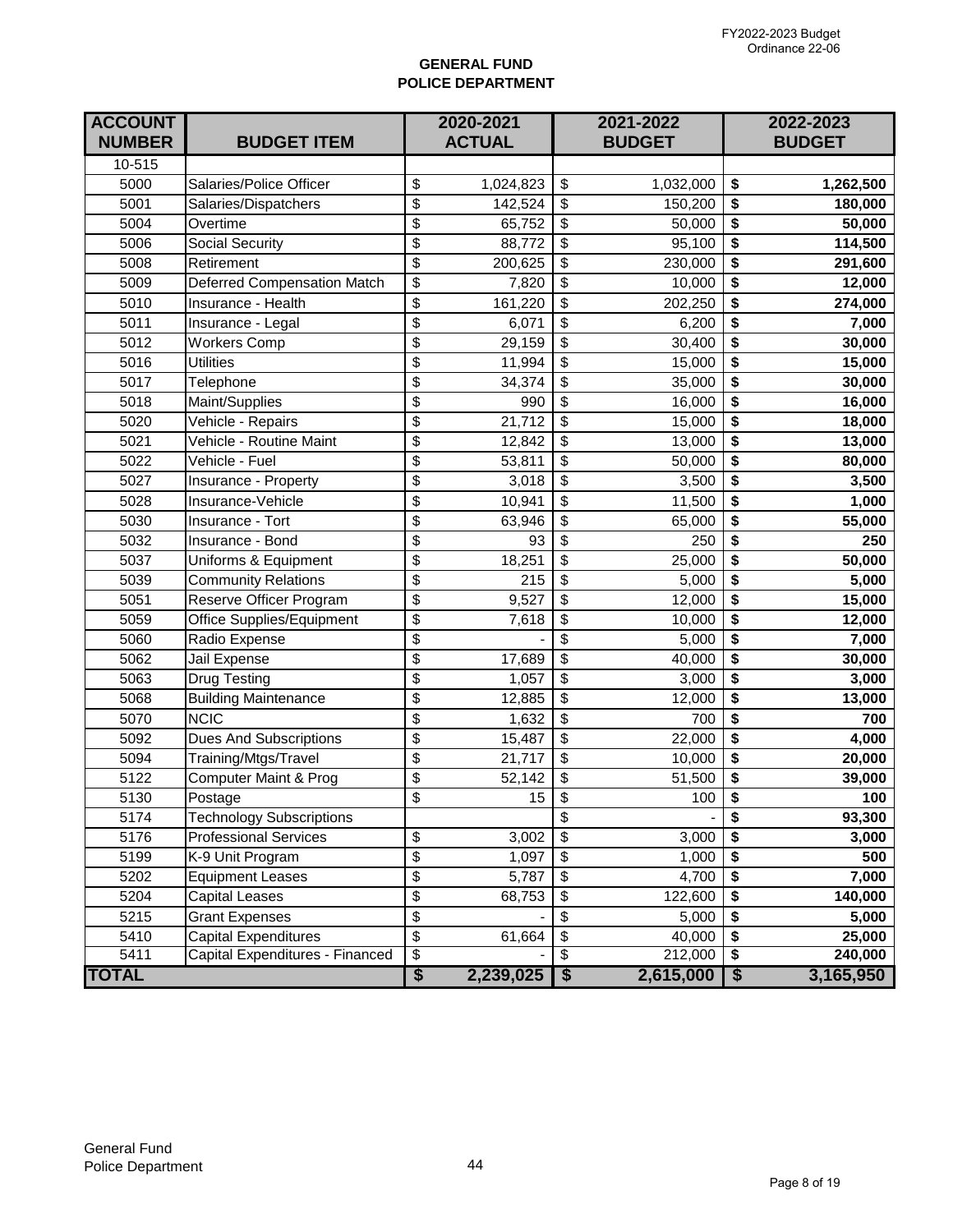**GENERAL FUND**
**POLICE DEPARTMENT**

| ACCOUNT NUMBER | BUDGET ITEM | 2020-2021 ACTUAL | 2021-2022 BUDGET | 2022-2023 BUDGET |
|---|---|---|---|---|
| 10-515 | | | | |
| 5000 | Salaries/Police Officer | $ 1,024,823 | $ 1,032,000 | **$ 1,262,500** |
| 5001 | Salaries/Dispatchers | $ 142,524 | $ 150,200 | **$ 180,000** |
| 5004 | Overtime | $ 65,752 | $ 50,000 | **$ 50,000** |
| 5006 | Social Security | $ 88,772 | $ 95,100 | **$ 114,500** |
| 5008 | Retirement | $ 200,625 | $ 230,000 | **$ 291,600** |
| 5009 | Deferred Compensation Match | $ 7,820 | $ 10,000 | **$ 12,000** |
| 5010 | Insurance - Health | $ 161,220 | $ 202,250 | **$ 274,000** |
| 5011 | Insurance - Legal | $ 6,071 | $ 6,200 | **$ 7,000** |
| 5012 | Workers Comp | $ 29,159 | $ 30,400 | **$ 30,000** |
| 5016 | Utilities | $ 11,994 | $ 15,000 | **$ 15,000** |
| 5017 | Telephone | $ 34,374 | $ 35,000 | **$ 30,000** |
| 5018 | Maint/Supplies | $ 990 | $ 16,000 | **$ 16,000** |
| 5020 | Vehicle - Repairs | $ 21,712 | $ 15,000 | **$ 18,000** |
| 5021 | Vehicle - Routine Maint | $ 12,842 | $ 13,000 | **$ 13,000** |
| 5022 | Vehicle - Fuel | $ 53,811 | $ 50,000 | **$ 80,000** |
| 5027 | Insurance - Property | $ 3,018 | $ 3,500 | **$ 3,500** |
| 5028 | Insurance-Vehicle | $ 10,941 | $ 11,500 | **$ 1,000** |
| 5030 | Insurance - Tort | $ 63,946 | $ 65,000 | **$ 55,000** |
| 5032 | Insurance - Bond | $ 93 | $ 250 | **$ 250** |
| 5037 | Uniforms & Equipment | $ 18,251 | $ 25,000 | **$ 50,000** |
| 5039 | Community Relations | $ 215 | $ 5,000 | **$ 5,000** |
| 5051 | Reserve Officer Program | $ 9,527 | $ 12,000 | **$ 15,000** |
| 5059 | Office Supplies/Equipment | $ 7,618 | $ 10,000 | **$ 12,000** |
| 5060 | Radio Expense | $ - | $ 5,000 | **$ 7,000** |
| 5062 | Jail Expense | $ 17,689 | $ 40,000 | **$ 30,000** |
| 5063 | Drug Testing | $ 1,057 | $ 3,000 | **$ 3,000** |
| 5068 | Building Maintenance | $ 12,885 | $ 12,000 | **$ 13,000** |
| 5070 | NCIC | $ 1,632 | $ 700 | **$ 700** |
| 5092 | Dues And Subscriptions | $ 15,487 | $ 22,000 | **$ 4,000** |
| 5094 | Training/Mtgs/Travel | $ 21,717 | $ 10,000 | **$ 20,000** |
| 5122 | Computer Maint & Prog | $ 52,142 | $ 51,500 | **$ 39,000** |
| 5130 | Postage | $ 15 | $ 100 | **$ 100** |
| 5174 | Technology Subscriptions | | $ - | **$ 93,300** |
| 5176 | Professional Services | $ 3,002 | $ 3,000 | **$ 3,000** |
| 5199 | K-9 Unit Program | $ 1,097 | $ 1,000 | **$ 500** |
| 5202 | Equipment Leases | $ 5,787 | $ 4,700 | **$ 7,000** |
| 5204 | Capital Leases | $ 68,753 | $ 122,600 | **$ 140,000** |
| 5215 | Grant Expenses | $ - | $ 5,000 | **$ 5,000** |
| 5410 | Capital Expenditures | $ 61,664 | $ 40,000 | **$ 25,000** |
| 5411 | Capital Expenditures - Financed | $ - | $ 212,000 | **$ 240,000** |
| **TOTAL** | | **$ 2,239,025** | **$ 2,615,000** | **$ 3,165,950** |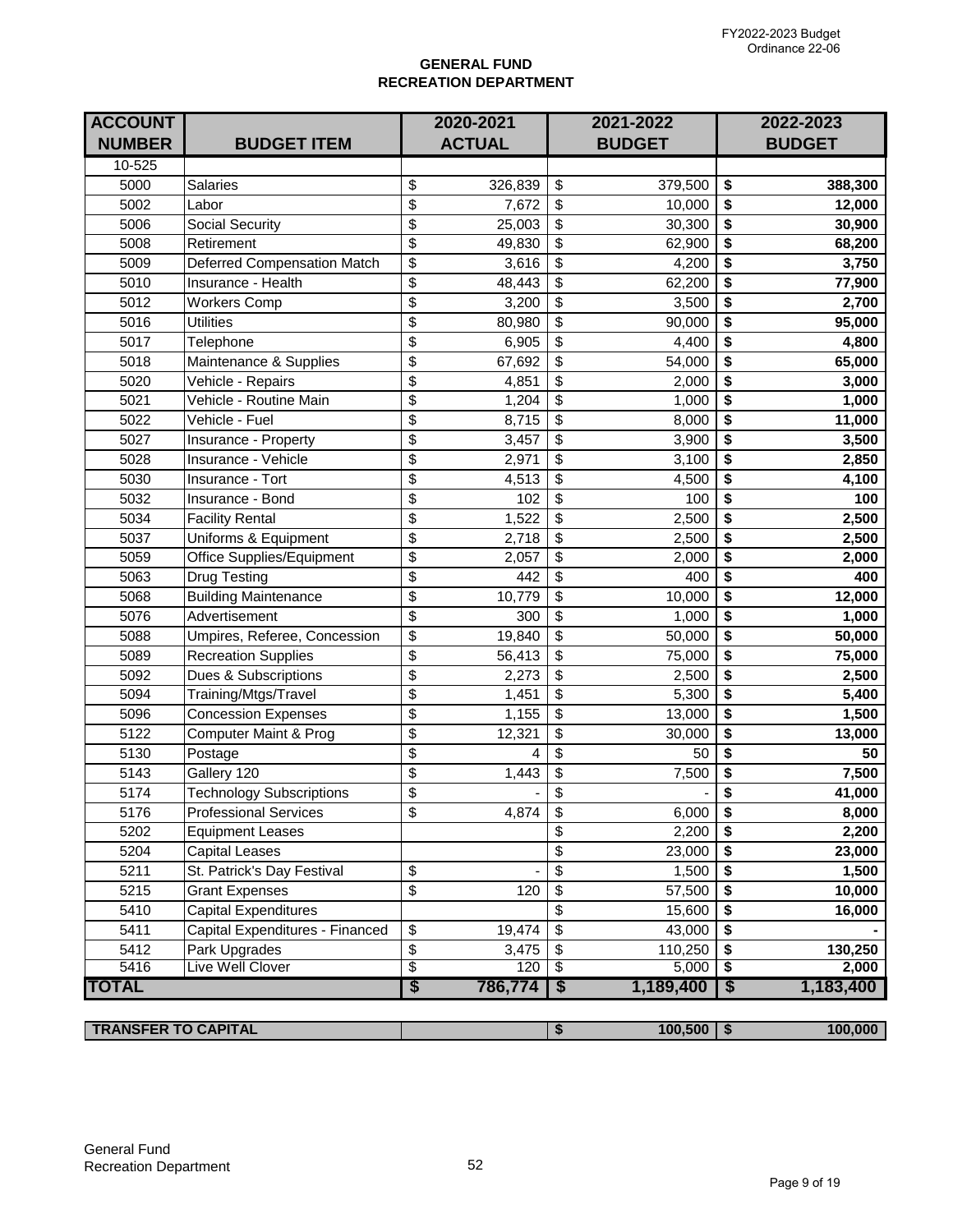FY2022-2023 Budget
Ordinance 22-06

## GENERAL FUND
## RECREATION DEPARTMENT

| ACCOUNT NUMBER | BUDGET ITEM | 2020-2021 ACTUAL | 2021-2022 BUDGET | 2022-2023 BUDGET |
|---|---|---|---|---|
| 10-525 | | | | |
| 5000 | Salaries | $ 326,839 | $ 379,500 | **$ 388,300** |
| 5002 | Labor | $ 7,672 | $ 10,000 | **$ 12,000** |
| 5006 | Social Security | $ 25,003 | $ 30,300 | **$ 30,900** |
| 5008 | Retirement | $ 49,830 | $ 62,900 | **$ 68,200** |
| 5009 | Deferred Compensation Match | $ 3,616 | $ 4,200 | **$ 3,750** |
| 5010 | Insurance - Health | $ 48,443 | $ 62,200 | **$ 77,900** |
| 5012 | Workers Comp | $ 3,200 | $ 3,500 | **$ 2,700** |
| 5016 | Utilities | $ 80,980 | $ 90,000 | **$ 95,000** |
| 5017 | Telephone | $ 6,905 | $ 4,400 | **$ 4,800** |
| 5018 | Maintenance & Supplies | $ 67,692 | $ 54,000 | **$ 65,000** |
| 5020 | Vehicle - Repairs | $ 4,851 | $ 2,000 | **$ 3,000** |
| 5021 | Vehicle - Routine Main | $ 1,204 | $ 1,000 | **$ 1,000** |
| 5022 | Vehicle - Fuel | $ 8,715 | $ 8,000 | **$ 11,000** |
| 5027 | Insurance - Property | $ 3,457 | $ 3,900 | **$ 3,500** |
| 5028 | Insurance - Vehicle | $ 2,971 | $ 3,100 | **$ 2,850** |
| 5030 | Insurance - Tort | $ 4,513 | $ 4,500 | **$ 4,100** |
| 5032 | Insurance - Bond | $ 102 | $ 100 | **$ 100** |
| 5034 | Facility Rental | $ 1,522 | $ 2,500 | **$ 2,500** |
| 5037 | Uniforms & Equipment | $ 2,718 | $ 2,500 | **$ 2,500** |
| 5059 | Office Supplies/Equipment | $ 2,057 | $ 2,000 | **$ 2,000** |
| 5063 | Drug Testing | $ 442 | $ 400 | **$ 400** |
| 5068 | Building Maintenance | $ 10,779 | $ 10,000 | **$ 12,000** |
| 5076 | Advertisement | $ 300 | $ 1,000 | **$ 1,000** |
| 5088 | Umpires, Referee, Concession | $ 19,840 | $ 50,000 | **$ 50,000** |
| 5089 | Recreation Supplies | $ 56,413 | $ 75,000 | **$ 75,000** |
| 5092 | Dues & Subscriptions | $ 2,273 | $ 2,500 | **$ 2,500** |
| 5094 | Training/Mtgs/Travel | $ 1,451 | $ 5,300 | **$ 5,400** |
| 5096 | Concession Expenses | $ 1,155 | $ 13,000 | **$ 1,500** |
| 5122 | Computer Maint & Prog | $ 12,321 | $ 30,000 | **$ 13,000** |
| 5130 | Postage | $ 4 | $ 50 | **$ 50** |
| 5143 | Gallery 120 | $ 1,443 | $ 7,500 | **$ 7,500** |
| 5174 | Technology Subscriptions | $ - | $ - | **$ 41,000** |
| 5176 | Professional Services | $ 4,874 | $ 6,000 | **$ 8,000** |
| 5202 | Equipment Leases | | $ 2,200 | **$ 2,200** |
| 5204 | Capital Leases | | $ 23,000 | **$ 23,000** |
| 5211 | St. Patrick's Day Festival | $ - | $ 1,500 | **$ 1,500** |
| 5215 | Grant Expenses | $ 120 | $ 57,500 | **$ 10,000** |
| 5410 | Capital Expenditures | | $ 15,600 | **$ 16,000** |
| 5411 | Capital Expenditures - Financed | $ 19,474 | $ 43,000 | **$ -** |
| 5412 | Park Upgrades | $ 3,475 | $ 110,250 | **$ 130,250** |
| 5416 | Live Well Clover | $ 120 | $ 5,000 | **$ 2,000** |
| **TOTAL** | | **$ 786,774** | **$ 1,189,400** | **$ 1,183,400** |

| | | | |
|---|---|---|---|
| **TRANSFER TO CAPITAL** | | **$ 100,500** | **$ 100,000** |

General Fund
Recreation Department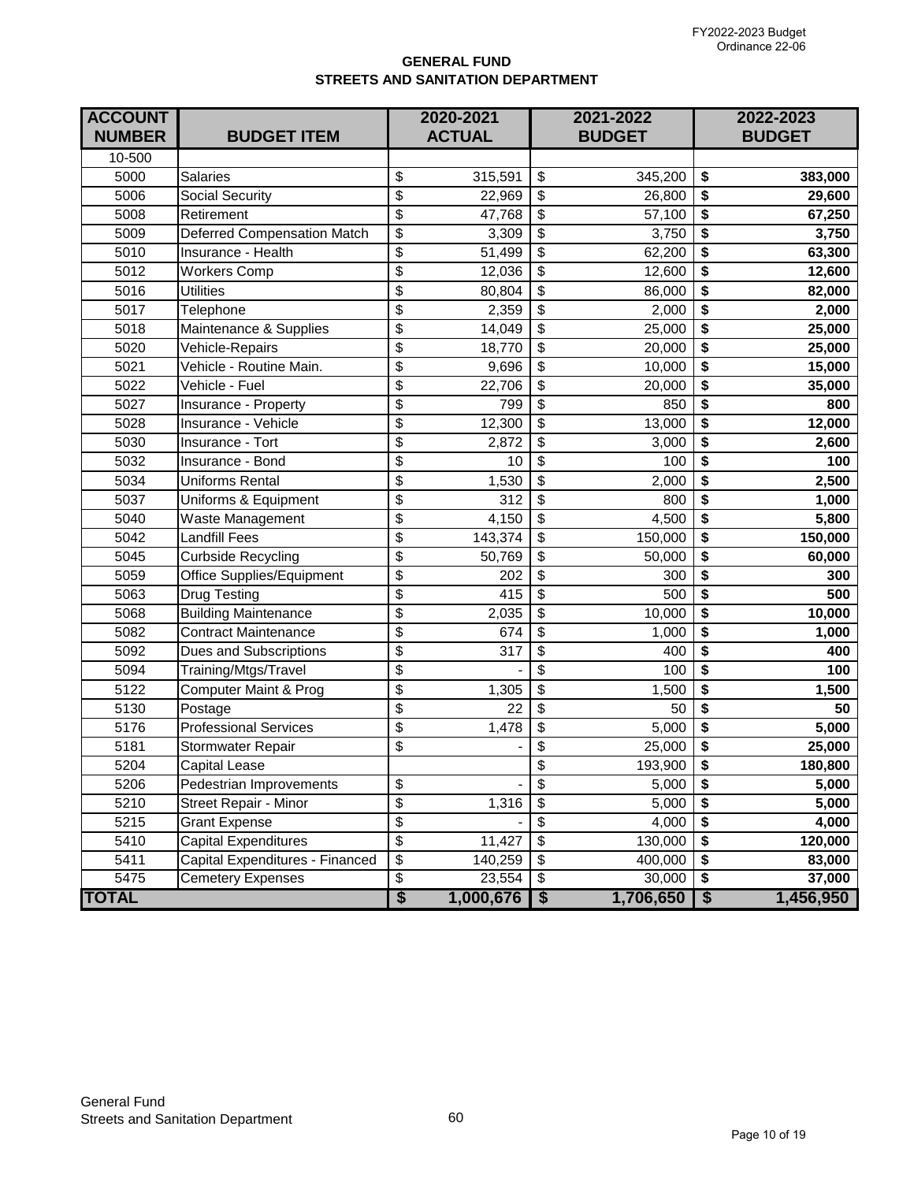FY2022-2023 Budget
Ordinance 22-06

## GENERAL FUND
## STREETS AND SANITATION DEPARTMENT

| ACCOUNT NUMBER | BUDGET ITEM | 2020-2021 ACTUAL | 2021-2022 BUDGET | 2022-2023 BUDGET |
|---|---|---|---|---|
| 10-500 | | | | |
| 5000 | Salaries | $ 315,591 | $ 345,200 | **$ 383,000** |
| 5006 | Social Security | $ 22,969 | $ 26,800 | **$ 29,600** |
| 5008 | Retirement | $ 47,768 | $ 57,100 | **$ 67,250** |
| 5009 | Deferred Compensation Match | $ 3,309 | $ 3,750 | **$ 3,750** |
| 5010 | Insurance - Health | $ 51,499 | $ 62,200 | **$ 63,300** |
| 5012 | Workers Comp | $ 12,036 | $ 12,600 | **$ 12,600** |
| 5016 | Utilities | $ 80,804 | $ 86,000 | **$ 82,000** |
| 5017 | Telephone | $ 2,359 | $ 2,000 | **$ 2,000** |
| 5018 | Maintenance & Supplies | $ 14,049 | $ 25,000 | **$ 25,000** |
| 5020 | Vehicle-Repairs | $ 18,770 | $ 20,000 | **$ 25,000** |
| 5021 | Vehicle - Routine Main. | $ 9,696 | $ 10,000 | **$ 15,000** |
| 5022 | Vehicle - Fuel | $ 22,706 | $ 20,000 | **$ 35,000** |
| 5027 | Insurance - Property | $ 799 | $ 850 | **$ 800** |
| 5028 | Insurance - Vehicle | $ 12,300 | $ 13,000 | **$ 12,000** |
| 5030 | Insurance - Tort | $ 2,872 | $ 3,000 | **$ 2,600** |
| 5032 | Insurance - Bond | $ 10 | $ 100 | **$ 100** |
| 5034 | Uniforms Rental | $ 1,530 | $ 2,000 | **$ 2,500** |
| 5037 | Uniforms & Equipment | $ 312 | $ 800 | **$ 1,000** |
| 5040 | Waste Management | $ 4,150 | $ 4,500 | **$ 5,800** |
| 5042 | Landfill Fees | $ 143,374 | $ 150,000 | **$ 150,000** |
| 5045 | Curbside Recycling | $ 50,769 | $ 50,000 | **$ 60,000** |
| 5059 | Office Supplies/Equipment | $ 202 | $ 300 | **$ 300** |
| 5063 | Drug Testing | $ 415 | $ 500 | **$ 500** |
| 5068 | Building Maintenance | $ 2,035 | $ 10,000 | **$ 10,000** |
| 5082 | Contract Maintenance | $ 674 | $ 1,000 | **$ 1,000** |
| 5092 | Dues and Subscriptions | $ 317 | $ 400 | **$ 400** |
| 5094 | Training/Mtgs/Travel | $ - | $ 100 | **$ 100** |
| 5122 | Computer Maint & Prog | $ 1,305 | $ 1,500 | **$ 1,500** |
| 5130 | Postage | $ 22 | $ 50 | **$ 50** |
| 5176 | Professional Services | $ 1,478 | $ 5,000 | **$ 5,000** |
| 5181 | Stormwater Repair | $ - | $ 25,000 | **$ 25,000** |
| 5204 | Capital Lease | | $ 193,900 | **$ 180,800** |
| 5206 | Pedestrian Improvements | $ - | $ 5,000 | **$ 5,000** |
| 5210 | Street Repair - Minor | $ 1,316 | $ 5,000 | **$ 5,000** |
| 5215 | Grant Expense | $ - | $ 4,000 | **$ 4,000** |
| 5410 | Capital Expenditures | $ 11,427 | $ 130,000 | **$ 120,000** |
| 5411 | Capital Expenditures - Financed | $ 140,259 | $ 400,000 | **$ 83,000** |
| 5475 | Cemetery Expenses | $ 23,554 | $ 30,000 | **$ 37,000** |
| **TOTAL** | | **$ 1,000,676** | **$ 1,706,650** | **$ 1,456,950** |

General Fund
Streets and Sanitation Department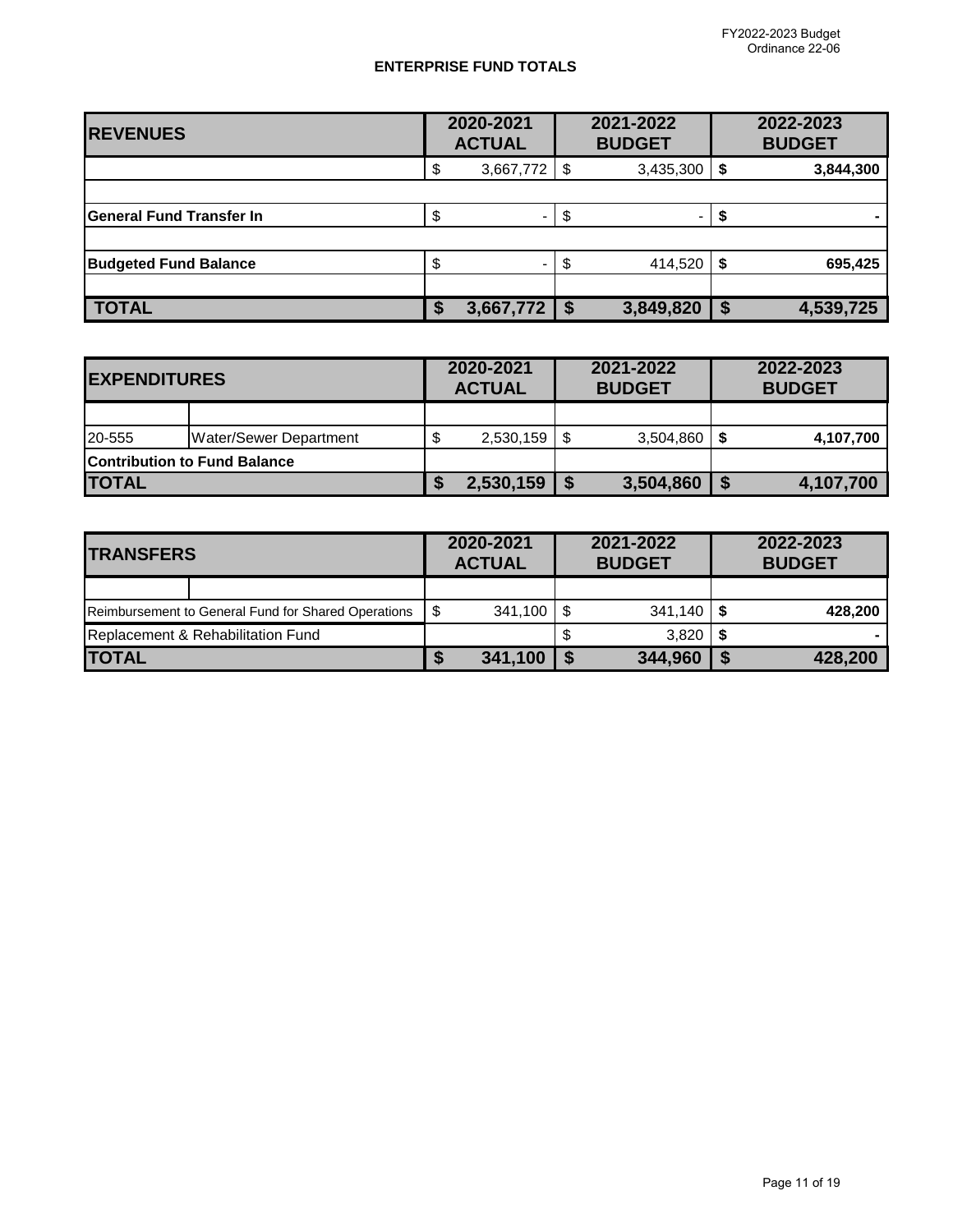FY2022-2023 Budget
Ordinance 22-06

## ENTERPRISE FUND TOTALS

| REVENUES | 2020-2021 ACTUAL | 2021-2022 BUDGET | 2022-2023 BUDGET |
|---|---|---|---|
| | $ 3,667,772 | $ 3,435,300 | **$ 3,844,300** |
| | | | |
| **General Fund Transfer In** | $ - | $ - | **$ -** |
| | | | |
| **Budgeted Fund Balance** | $ - | $ 414,520 | **$ 695,425** |
| | | | |
| **TOTAL** | **$ 3,667,772** | **$ 3,849,820** | **$ 4,539,725** |

| EXPENDITURES | | 2020-2021 ACTUAL | 2021-2022 BUDGET | 2022-2023 BUDGET |
|---|---|---|---|---|
| | | | | |
| 20-555 | Water/Sewer Department | $ 2,530,159 | $ 3,504,860 | **$ 4,107,700** |
| **Contribution to Fund Balance** | | | | |
| **TOTAL** | | **$ 2,530,159** | **$ 3,504,860** | **$ 4,107,700** |

| TRANSFERS | 2020-2021 ACTUAL | 2021-2022 BUDGET | 2022-2023 BUDGET |
|---|---|---|---|
| | | | |
| Reimbursement to General Fund for Shared Operations | $ 341,100 | $ 341,140 | **$ 428,200** |
| Replacement & Rehabilitation Fund | | $ 3,820 | **$ -** |
| **TOTAL** | **$ 341,100** | **$ 344,960** | **$ 428,200** |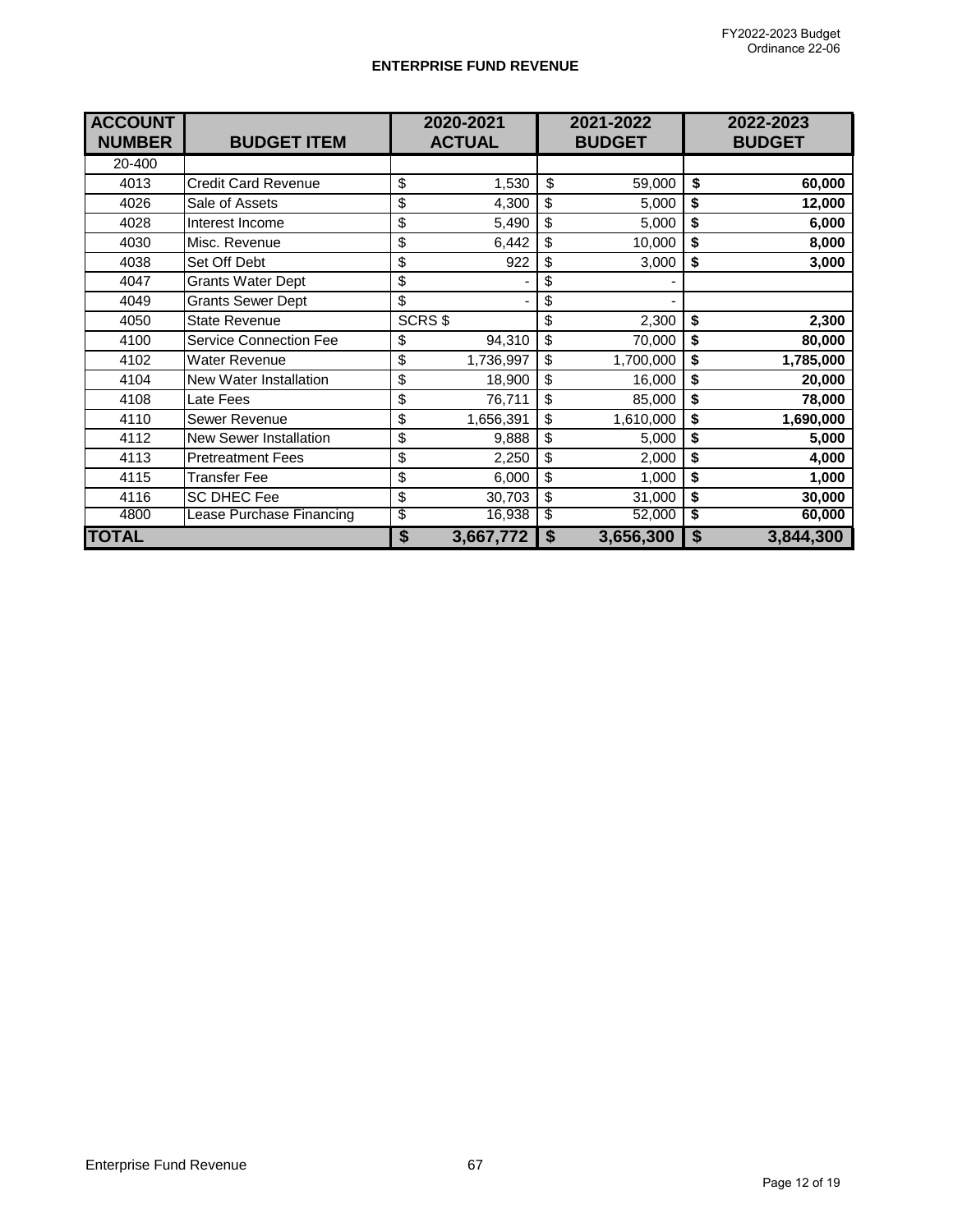FY2022-2023 Budget
Ordinance 22-06

## ENTERPRISE FUND REVENUE

| ACCOUNT NUMBER | BUDGET ITEM | 2020-2021 ACTUAL | 2021-2022 BUDGET | 2022-2023 BUDGET |
|---|---|---|---|---|
| 20-400 | | | | |
| 4013 | Credit Card Revenue | $ 1,530 | $ 59,000 | **$ 60,000** |
| 4026 | Sale of Assets | $ 4,300 | $ 5,000 | **$ 12,000** |
| 4028 | Interest Income | $ 5,490 | $ 5,000 | **$ 6,000** |
| 4030 | Misc. Revenue | $ 6,442 | $ 10,000 | **$ 8,000** |
| 4038 | Set Off Debt | $ 922 | $ 3,000 | **$ 3,000** |
| 4047 | Grants Water Dept | $ - | $ - | |
| 4049 | Grants Sewer Dept | $ - | $ - | |
| 4050 | State Revenue | SCRS $ | $ 2,300 | **$ 2,300** |
| 4100 | Service Connection Fee | $ 94,310 | $ 70,000 | **$ 80,000** |
| 4102 | Water Revenue | $ 1,736,997 | $ 1,700,000 | **$ 1,785,000** |
| 4104 | New Water Installation | $ 18,900 | $ 16,000 | **$ 20,000** |
| 4108 | Late Fees | $ 76,711 | $ 85,000 | **$ 78,000** |
| 4110 | Sewer Revenue | $ 1,656,391 | $ 1,610,000 | **$ 1,690,000** |
| 4112 | New Sewer Installation | $ 9,888 | $ 5,000 | **$ 5,000** |
| 4113 | Pretreatment Fees | $ 2,250 | $ 2,000 | **$ 4,000** |
| 4115 | Transfer Fee | $ 6,000 | $ 1,000 | **$ 1,000** |
| 4116 | SC DHEC Fee | $ 30,703 | $ 31,000 | **$ 30,000** |
| 4800 | Lease Purchase Financing | $ 16,938 | $ 52,000 | **$ 60,000** |
| **TOTAL** | | **$ 3,667,772** | **$ 3,656,300** | **$ 3,844,300** |

Enterprise Fund Revenue 67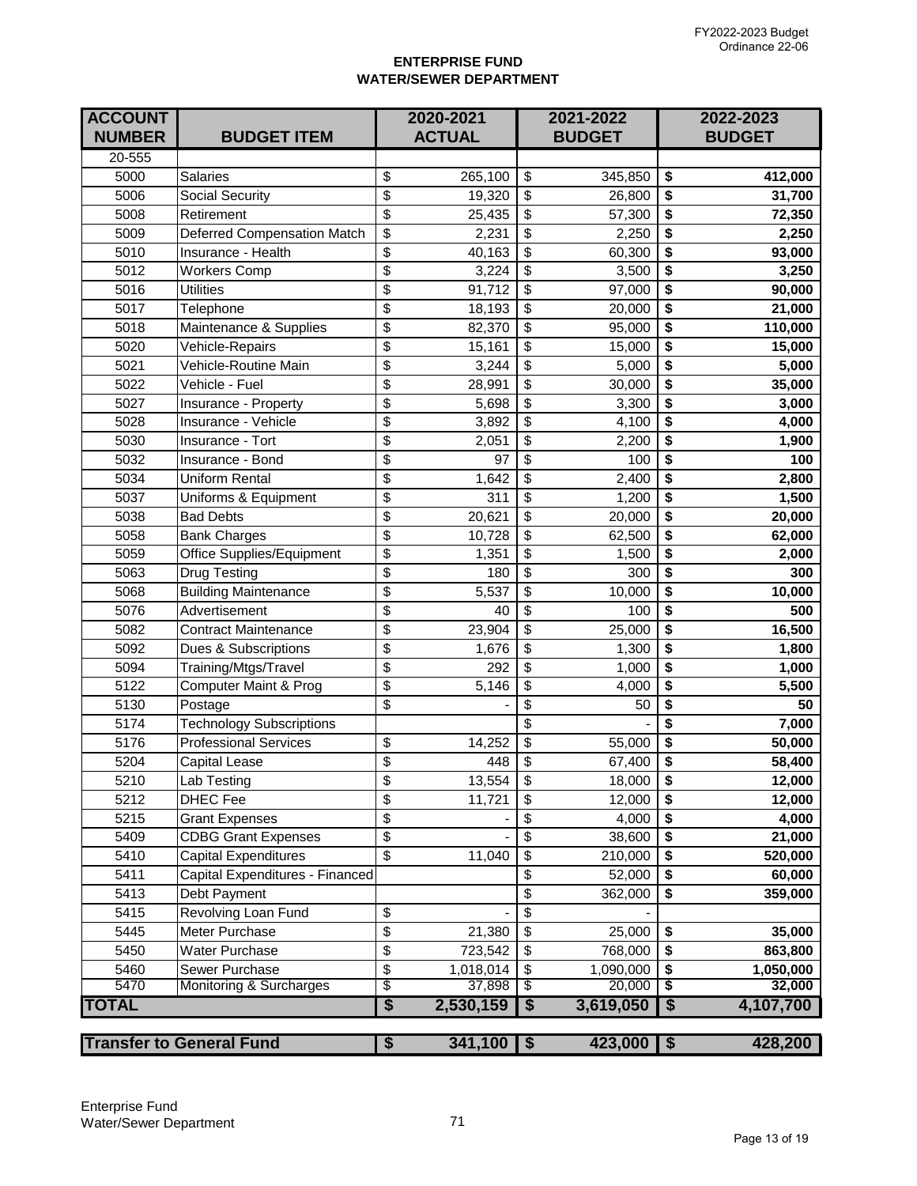FY2022-2023 Budget
Ordinance 22-06

## ENTERPRISE FUND
## WATER/SEWER DEPARTMENT

| ACCOUNT NUMBER | BUDGET ITEM | 2020-2021 ACTUAL | 2021-2022 BUDGET | 2022-2023 BUDGET |
|---|---|---|---|---|
| 20-555 | | | | |
| 5000 | Salaries | $ 265,100 | $ 345,850 | **$ 412,000** |
| 5006 | Social Security | $ 19,320 | $ 26,800 | **$ 31,700** |
| 5008 | Retirement | $ 25,435 | $ 57,300 | **$ 72,350** |
| 5009 | Deferred Compensation Match | $ 2,231 | $ 2,250 | **$ 2,250** |
| 5010 | Insurance - Health | $ 40,163 | $ 60,300 | **$ 93,000** |
| 5012 | Workers Comp | $ 3,224 | $ 3,500 | **$ 3,250** |
| 5016 | Utilities | $ 91,712 | $ 97,000 | **$ 90,000** |
| 5017 | Telephone | $ 18,193 | $ 20,000 | **$ 21,000** |
| 5018 | Maintenance & Supplies | $ 82,370 | $ 95,000 | **$ 110,000** |
| 5020 | Vehicle-Repairs | $ 15,161 | $ 15,000 | **$ 15,000** |
| 5021 | Vehicle-Routine Main | $ 3,244 | $ 5,000 | **$ 5,000** |
| 5022 | Vehicle - Fuel | $ 28,991 | $ 30,000 | **$ 35,000** |
| 5027 | Insurance - Property | $ 5,698 | $ 3,300 | **$ 3,000** |
| 5028 | Insurance - Vehicle | $ 3,892 | $ 4,100 | **$ 4,000** |
| 5030 | Insurance - Tort | $ 2,051 | $ 2,200 | **$ 1,900** |
| 5032 | Insurance - Bond | $ 97 | $ 100 | **$ 100** |
| 5034 | Uniform Rental | $ 1,642 | $ 2,400 | **$ 2,800** |
| 5037 | Uniforms & Equipment | $ 311 | $ 1,200 | **$ 1,500** |
| 5038 | Bad Debts | $ 20,621 | $ 20,000 | **$ 20,000** |
| 5058 | Bank Charges | $ 10,728 | $ 62,500 | **$ 62,000** |
| 5059 | Office Supplies/Equipment | $ 1,351 | $ 1,500 | **$ 2,000** |
| 5063 | Drug Testing | $ 180 | $ 300 | **$ 300** |
| 5068 | Building Maintenance | $ 5,537 | $ 10,000 | **$ 10,000** |
| 5076 | Advertisement | $ 40 | $ 100 | **$ 500** |
| 5082 | Contract Maintenance | $ 23,904 | $ 25,000 | **$ 16,500** |
| 5092 | Dues & Subscriptions | $ 1,676 | $ 1,300 | **$ 1,800** |
| 5094 | Training/Mtgs/Travel | $ 292 | $ 1,000 | **$ 1,000** |
| 5122 | Computer Maint & Prog | $ 5,146 | $ 4,000 | **$ 5,500** |
| 5130 | Postage | $ - | $ 50 | **$ 50** |
| 5174 | Technology Subscriptions | | $ - | **$ 7,000** |
| 5176 | Professional Services | $ 14,252 | $ 55,000 | **$ 50,000** |
| 5204 | Capital Lease | $ 448 | $ 67,400 | **$ 58,400** |
| 5210 | Lab Testing | $ 13,554 | $ 18,000 | **$ 12,000** |
| 5212 | DHEC Fee | $ 11,721 | $ 12,000 | **$ 12,000** |
| 5215 | Grant Expenses | $ - | $ 4,000 | **$ 4,000** |
| 5409 | CDBG Grant Expenses | $ - | $ 38,600 | **$ 21,000** |
| 5410 | Capital Expenditures | $ 11,040 | $ 210,000 | **$ 520,000** |
| 5411 | Capital Expenditures - Financed | | $ 52,000 | **$ 60,000** |
| 5413 | Debt Payment | | $ 362,000 | **$ 359,000** |
| 5415 | Revolving Loan Fund | $ - | $ - | |
| 5445 | Meter Purchase | $ 21,380 | $ 25,000 | **$ 35,000** |
| 5450 | Water Purchase | $ 723,542 | $ 768,000 | **$ 863,800** |
| 5460 | Sewer Purchase | $ 1,018,014 | $ 1,090,000 | **$ 1,050,000** |
| 5470 | Monitoring & Surcharges | $ 37,898 | $ 20,000 | **$ 32,000** |
| **TOTAL** | | **$ 2,530,159** | **$ 3,619,050** | **$ 4,107,700** |

| | 2020-2021 ACTUAL | 2021-2022 BUDGET | 2022-2023 BUDGET |
|---|---|---|---|
| **Transfer to General Fund** | **$ 341,100** | **$ 423,000** | **$ 428,200** |

Enterprise Fund
Water/Sewer Department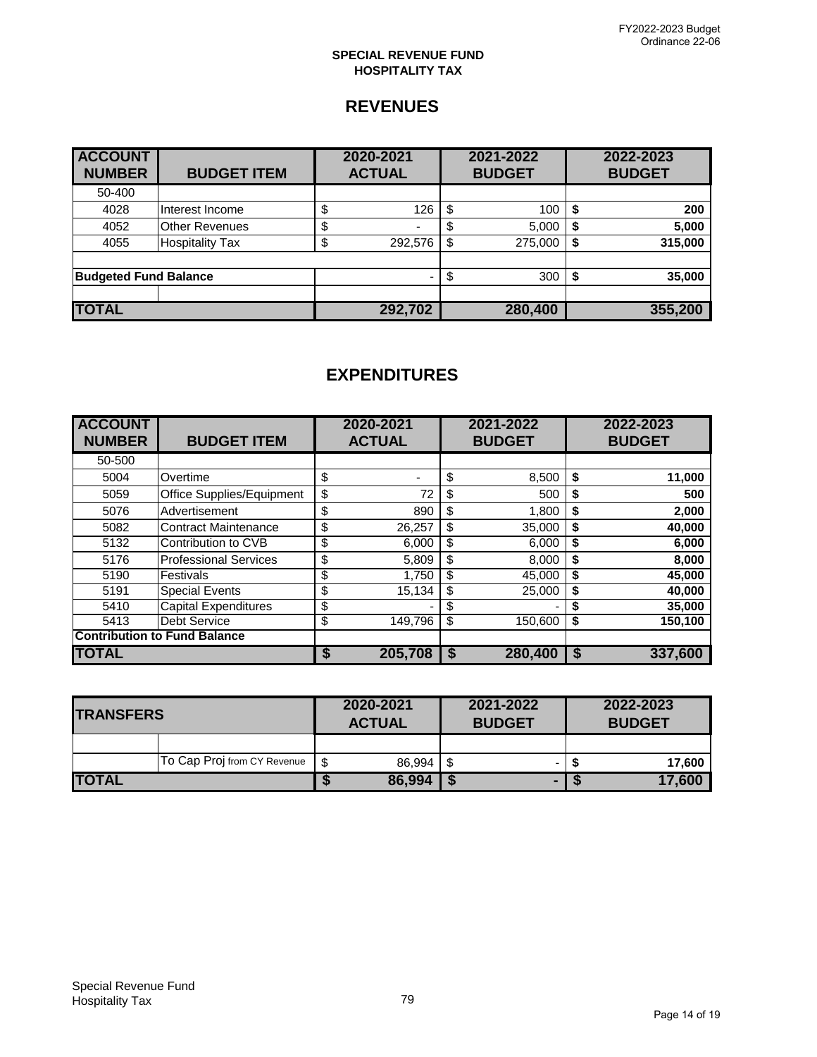FY2022-2023 Budget
Ordinance 22-06

**SPECIAL REVENUE FUND**
**HOSPITALITY TAX**

## REVENUES

| ACCOUNT NUMBER | BUDGET ITEM | 2020-2021 ACTUAL | 2021-2022 BUDGET | 2022-2023 BUDGET |
|---|---|---|---|---|
| 50-400 | | | | |
| 4028 | Interest Income | $ 126 | $ 100 | $ 200 |
| 4052 | Other Revenues | $ - | $ 5,000 | $ 5,000 |
| 4055 | Hospitality Tax | $ 292,576 | $ 275,000 | $ 315,000 |
| | | | | |
| **Budgeted Fund Balance** | | - | $ 300 | $ 35,000 |
| | | | | |
| **TOTAL** | | **292,702** | **280,400** | **355,200** |

## EXPENDITURES

| ACCOUNT NUMBER | BUDGET ITEM | 2020-2021 ACTUAL | 2021-2022 BUDGET | 2022-2023 BUDGET |
|---|---|---|---|---|
| 50-500 | | | | |
| 5004 | Overtime | $ - | $ 8,500 | $ 11,000 |
| 5059 | Office Supplies/Equipment | $ 72 | $ 500 | $ 500 |
| 5076 | Advertisement | $ 890 | $ 1,800 | $ 2,000 |
| 5082 | Contract Maintenance | $ 26,257 | $ 35,000 | $ 40,000 |
| 5132 | Contribution to CVB | $ 6,000 | $ 6,000 | $ 6,000 |
| 5176 | Professional Services | $ 5,809 | $ 8,000 | $ 8,000 |
| 5190 | Festivals | $ 1,750 | $ 45,000 | $ 45,000 |
| 5191 | Special Events | $ 15,134 | $ 25,000 | $ 40,000 |
| 5410 | Capital Expenditures | $ - | $ - | $ 35,000 |
| 5413 | Debt Service | $ 149,796 | $ 150,600 | $ 150,100 |
| **Contribution to Fund Balance** | | | | |
| **TOTAL** | | **$ 205,708** | **$ 280,400** | **$ 337,600** |

| TRANSFERS | | 2020-2021 ACTUAL | 2021-2022 BUDGET | 2022-2023 BUDGET |
|---|---|---|---|---|
| | | | | |
| | To Cap Proj from CY Revenue | $ 86,994 | $ - | $ 17,600 |
| **TOTAL** | | **$ 86,994** | **$ -** | **$ 17,600** |

Special Revenue Fund
Hospitality Tax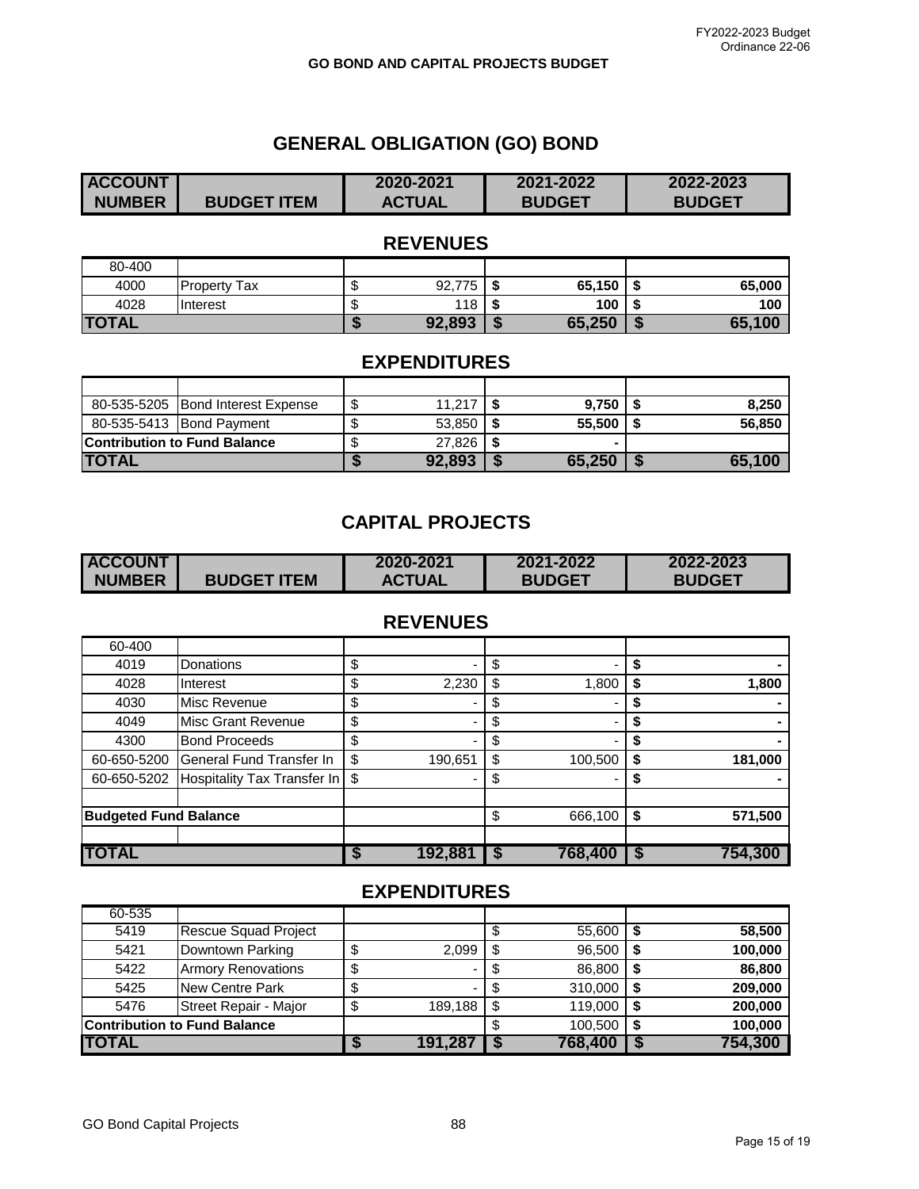**GO BOND AND CAPITAL PROJECTS BUDGET**

# GENERAL OBLIGATION (GO) BOND

| ACCOUNT NUMBER | BUDGET ITEM | 2020-2021 ACTUAL | 2021-2022 BUDGET | 2022-2023 BUDGET |
|---|---|---|---|---|
| | **REVENUES** | | | |
| 80-400 | | | | |
| 4000 | Property Tax | $ 92,775 | $ 65,150 | $ 65,000 |
| 4028 | Interest | $ 118 | $ 100 | $ 100 |
| **TOTAL** | | **$ 92,893** | **$ 65,250** | **$ 65,100** |
| | **EXPENDITURES** | | | |
| 80-535-5205 | Bond Interest Expense | $ 11,217 | $ 9,750 | $ 8,250 |
| 80-535-5413 | Bond Payment | $ 53,850 | $ 55,500 | $ 56,850 |
| **Contribution to Fund Balance** | | $ 27,826 | $ - | |
| **TOTAL** | | **$ 92,893** | **$ 65,250** | **$ 65,100** |

# CAPITAL PROJECTS

| ACCOUNT NUMBER | BUDGET ITEM | 2020-2021 ACTUAL | 2021-2022 BUDGET | 2022-2023 BUDGET |
|---|---|---|---|---|
| | **REVENUES** | | | |
| 60-400 | | | | |
| 4019 | Donations | $ - | $ - | $ - |
| 4028 | Interest | $ 2,230 | $ 1,800 | $ 1,800 |
| 4030 | Misc Revenue | $ - | $ - | $ - |
| 4049 | Misc Grant Revenue | $ - | $ - | $ - |
| 4300 | Bond Proceeds | $ - | $ - | $ - |
| 60-650-5200 | General Fund Transfer In | $ 190,651 | $ 100,500 | $ 181,000 |
| 60-650-5202 | Hospitality Tax Transfer In | $ - | $ - | $ - |
| **Budgeted Fund Balance** | | | $ 666,100 | $ 571,500 |
| **TOTAL** | | **$ 192,881** | **$ 768,400** | **$ 754,300** |
| | **EXPENDITURES** | | | |
| 60-535 | | | | |
| 5419 | Rescue Squad Project | | $ 55,600 | $ 58,500 |
| 5421 | Downtown Parking | $ 2,099 | $ 96,500 | $ 100,000 |
| 5422 | Armory Renovations | $ - | $ 86,800 | $ 86,800 |
| 5425 | New Centre Park | $ - | $ 310,000 | $ 209,000 |
| 5476 | Street Repair - Major | $ 189,188 | $ 119,000 | $ 200,000 |
| **Contribution to Fund Balance** | | | $ 100,500 | $ 100,000 |
| **TOTAL** | | **$ 191,287** | **$ 768,400** | **$ 754,300** |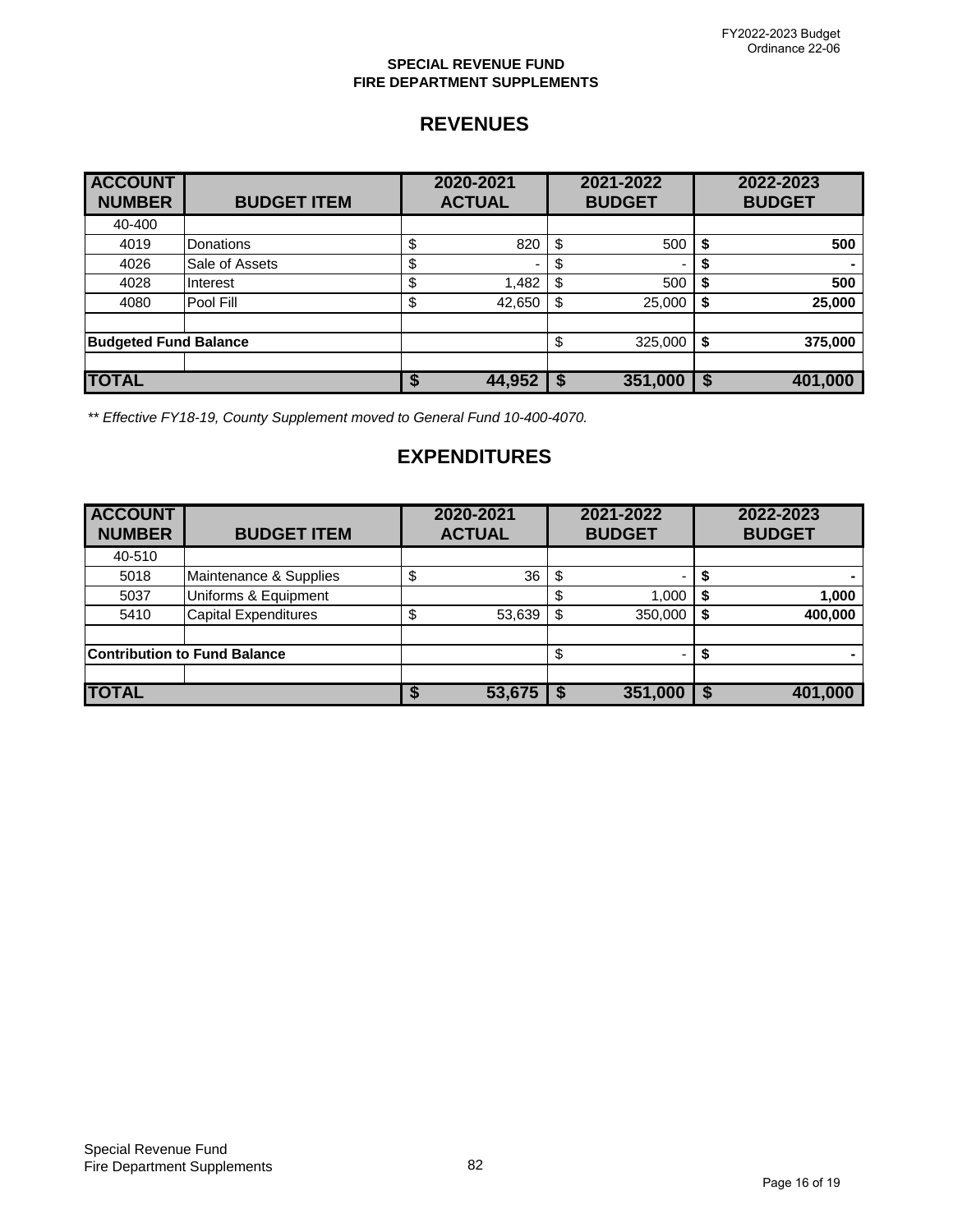FY2022-2023 Budget
Ordinance 22-06

**SPECIAL REVENUE FUND**
**FIRE DEPARTMENT SUPPLEMENTS**

## REVENUES

| ACCOUNT NUMBER | BUDGET ITEM | 2020-2021 ACTUAL | 2021-2022 BUDGET | 2022-2023 BUDGET |
|---|---|---|---|---|
| 40-400 | | | | |
| 4019 | Donations | $ 820 | $ 500 | **$ 500** |
| 4026 | Sale of Assets | $ - | $ - | **$ -** |
| 4028 | Interest | $ 1,482 | $ 500 | **$ 500** |
| 4080 | Pool Fill | $ 42,650 | $ 25,000 | **$ 25,000** |
| | | | | |
| **Budgeted Fund Balance** | | | $ 325,000 | **$ 375,000** |
| | | | | |
| **TOTAL** | | **$ 44,952** | **$ 351,000** | **$ 401,000** |

*** Effective FY18-19, County Supplement moved to General Fund 10-400-4070.*

## EXPENDITURES

| ACCOUNT NUMBER | BUDGET ITEM | 2020-2021 ACTUAL | 2021-2022 BUDGET | 2022-2023 BUDGET |
|---|---|---|---|---|
| 40-510 | | | | |
| 5018 | Maintenance & Supplies | $ 36 | $ - | **$ -** |
| 5037 | Uniforms & Equipment | | $ 1,000 | **$ 1,000** |
| 5410 | Capital Expenditures | $ 53,639 | $ 350,000 | **$ 400,000** |
| | | | | |
| **Contribution to Fund Balance** | | | $ - | **$ -** |
| | | | | |
| **TOTAL** | | **$ 53,675** | **$ 351,000** | **$ 401,000** |

Special Revenue Fund
Fire Department Supplements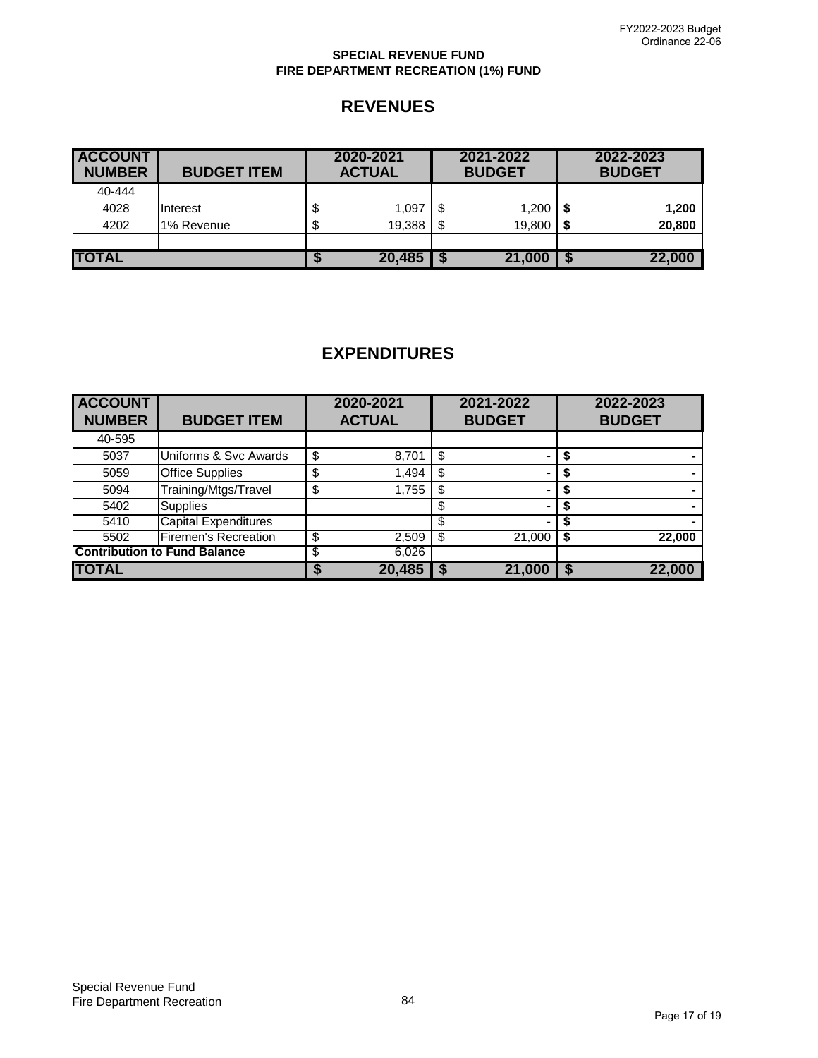**SPECIAL REVENUE FUND**
**FIRE DEPARTMENT RECREATION (1%) FUND**

## REVENUES

| ACCOUNT NUMBER | BUDGET ITEM | 2020-2021 ACTUAL | 2021-2022 BUDGET | 2022-2023 BUDGET |
|---|---|---|---|---|
| 40-444 | | | | |
| 4028 | Interest | $ 1,097 | $ 1,200 | **$ 1,200** |
| 4202 | 1% Revenue | $ 19,388 | $ 19,800 | **$ 20,800** |
| | | | | |
| **TOTAL** | | **$ 20,485** | **$ 21,000** | **$ 22,000** |

## EXPENDITURES

| ACCOUNT NUMBER | BUDGET ITEM | 2020-2021 ACTUAL | 2021-2022 BUDGET | 2022-2023 BUDGET |
|---|---|---|---|---|
| 40-595 | | | | |
| 5037 | Uniforms & Svc Awards | $ 8,701 | $ - | **$ -** |
| 5059 | Office Supplies | $ 1,494 | $ - | **$ -** |
| 5094 | Training/Mtgs/Travel | $ 1,755 | $ - | **$ -** |
| 5402 | Supplies | | $ - | **$ -** |
| 5410 | Capital Expenditures | | $ - | **$ -** |
| 5502 | Firemen's Recreation | $ 2,509 | $ 21,000 | **$ 22,000** |
| **Contribution to Fund Balance** | | $ 6,026 | | |
| **TOTAL** | | **$ 20,485** | **$ 21,000** | **$ 22,000** |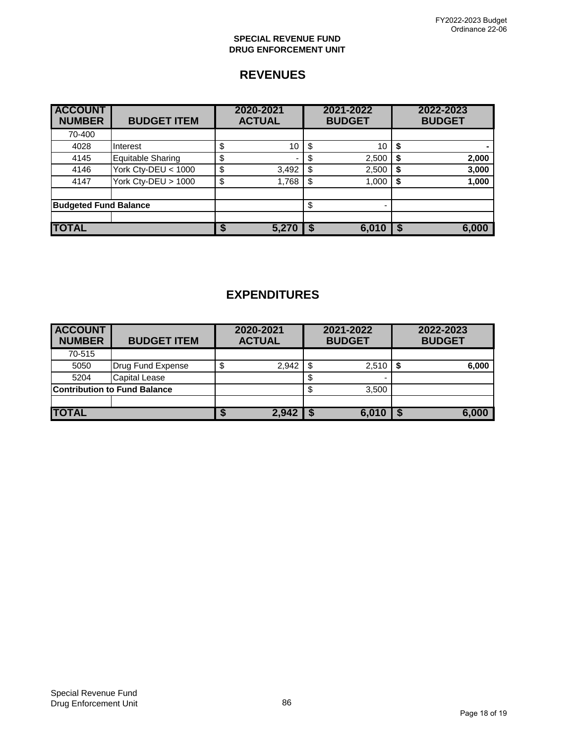**SPECIAL REVENUE FUND**
**DRUG ENFORCEMENT UNIT**

## REVENUES

| ACCOUNT NUMBER | BUDGET ITEM | 2020-2021 ACTUAL | 2021-2022 BUDGET | 2022-2023 BUDGET |
|---|---|---|---|---|
| 70-400 | | | | |
| 4028 | Interest | $ 10 | $ 10 | **$ -** |
| 4145 | Equitable Sharing | $ - | $ 2,500 | **$ 2,000** |
| 4146 | York Cty-DEU < 1000 | $ 3,492 | $ 2,500 | **$ 3,000** |
| 4147 | York Cty-DEU > 1000 | $ 1,768 | $ 1,000 | **$ 1,000** |
| | | | | |
| **Budgeted Fund Balance** | | | $ - | |
| | | | | |
| **TOTAL** | | **$ 5,270** | **$ 6,010** | **$ 6,000** |

## EXPENDITURES

| ACCOUNT NUMBER | BUDGET ITEM | 2020-2021 ACTUAL | 2021-2022 BUDGET | 2022-2023 BUDGET |
|---|---|---|---|---|
| 70-515 | | | | |
| 5050 | Drug Fund Expense | $ 2,942 | $ 2,510 | **$ 6,000** |
| 5204 | Capital Lease | | $ - | |
| **Contribution to Fund Balance** | | | $ 3,500 | |
| | | | | |
| **TOTAL** | | **$ 2,942** | **$ 6,010** | **$ 6,000** |

Special Revenue Fund
Drug Enforcement Unit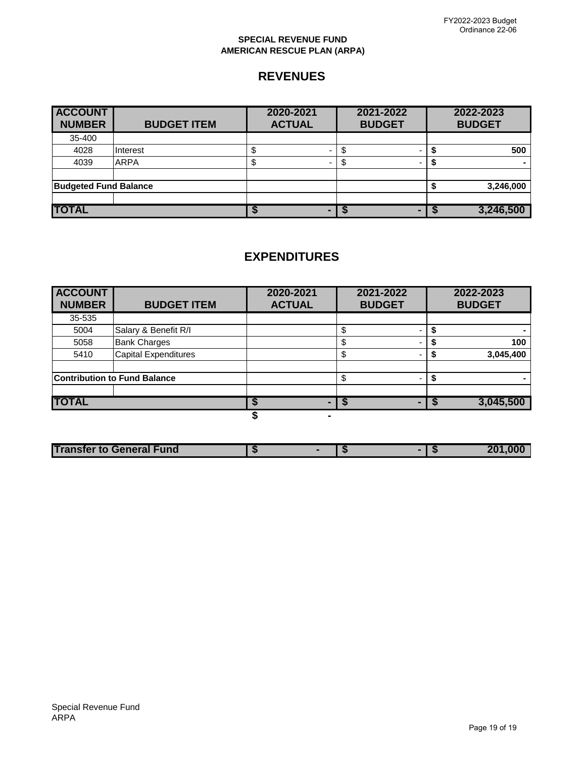**SPECIAL REVENUE FUND**
**AMERICAN RESCUE PLAN (ARPA)**

## REVENUES

| ACCOUNT NUMBER | BUDGET ITEM | 2020-2021 ACTUAL | 2021-2022 BUDGET | 2022-2023 BUDGET |
|---|---|---|---|---|
| 35-400 | | | | |
| 4028 | Interest | $ - | $ - | $ 500 |
| 4039 | ARPA | $ - | $ - | $ - |
| | | | | |
| **Budgeted Fund Balance** | | | | **$ 3,246,000** |
| | | | | |
| **TOTAL** | | **$ -** | **$ -** | **$ 3,246,500** |

## EXPENDITURES

| ACCOUNT NUMBER | BUDGET ITEM | 2020-2021 ACTUAL | 2021-2022 BUDGET | 2022-2023 BUDGET |
|---|---|---|---|---|
| 35-535 | | | | |
| 5004 | Salary & Benefit R/I | | $ - | $ - |
| 5058 | Bank Charges | | $ - | $ 100 |
| 5410 | Capital Expenditures | | $ - | $ 3,045,400 |
| | | | | |
| **Contribution to Fund Balance** | | | $ - | $ - |
| | | | | |
| **TOTAL** | | **$ -** | **$ -** | **$ 3,045,500** |
| | | **$ -** | | |

| | | | |
|---|---|---|---|
| **Transfer to General Fund** | **$ -** | **$ -** | **$ 201,000** |

Special Revenue Fund
ARPA